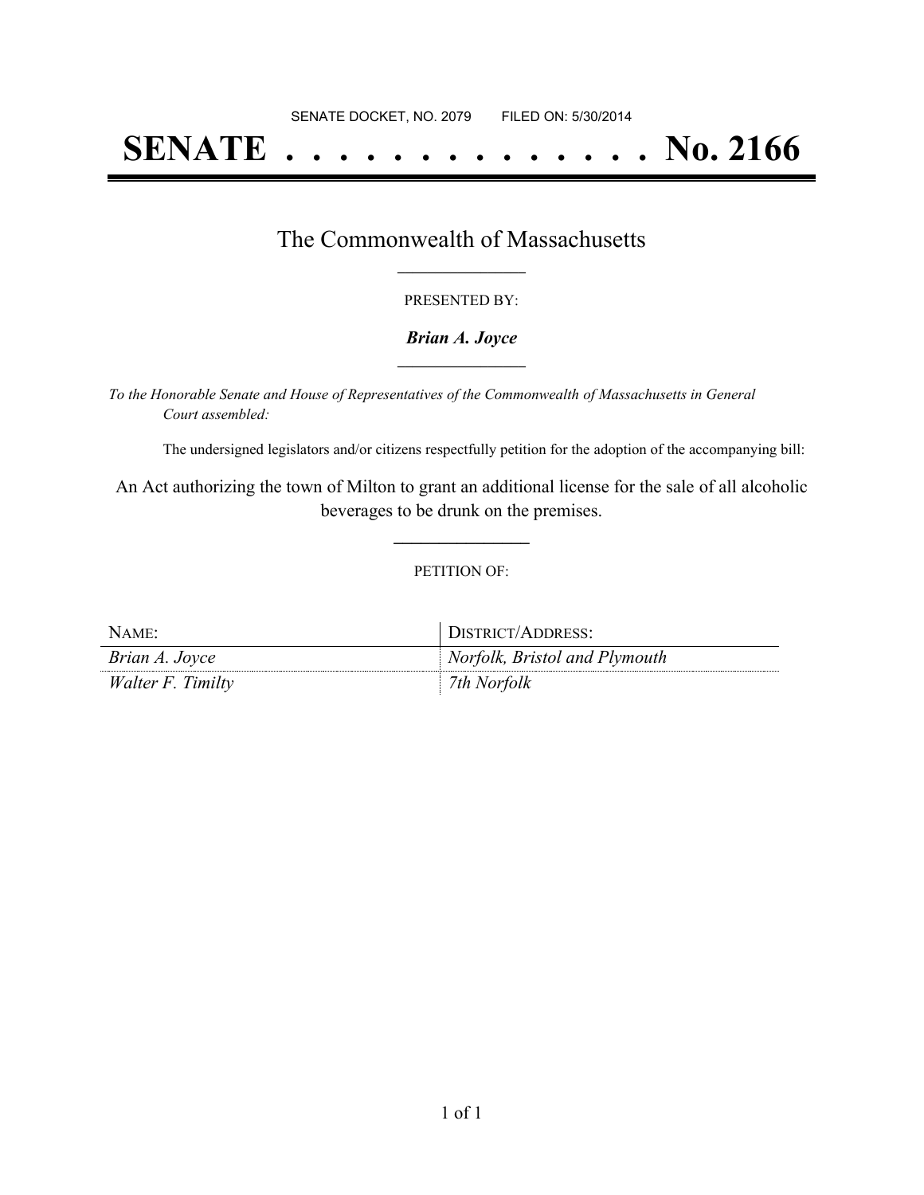SENATE DOCKET, NO. 2079 FILED ON: 5/30/2014

# SENATE . . . . . . . . . . . . . . No. 2166

## The Commonwealth of Massachusetts

PRESENTED BY:

***Brian A. Joyce***

*To the Honorable Senate and House of Representatives of the Commonwealth of Massachusetts in General Court assembled:*

The undersigned legislators and/or citizens respectfully petition for the adoption of the accompanying bill:

An Act authorizing the town of Milton to grant an additional license for the sale of all alcoholic beverages to be drunk on the premises.

PETITION OF:

| NAME: | DISTRICT/ADDRESS: |
|---|---|
| *Brian A. Joyce* | *Norfolk, Bristol and Plymouth* |
| *Walter F. Timilty* | *7th Norfolk* |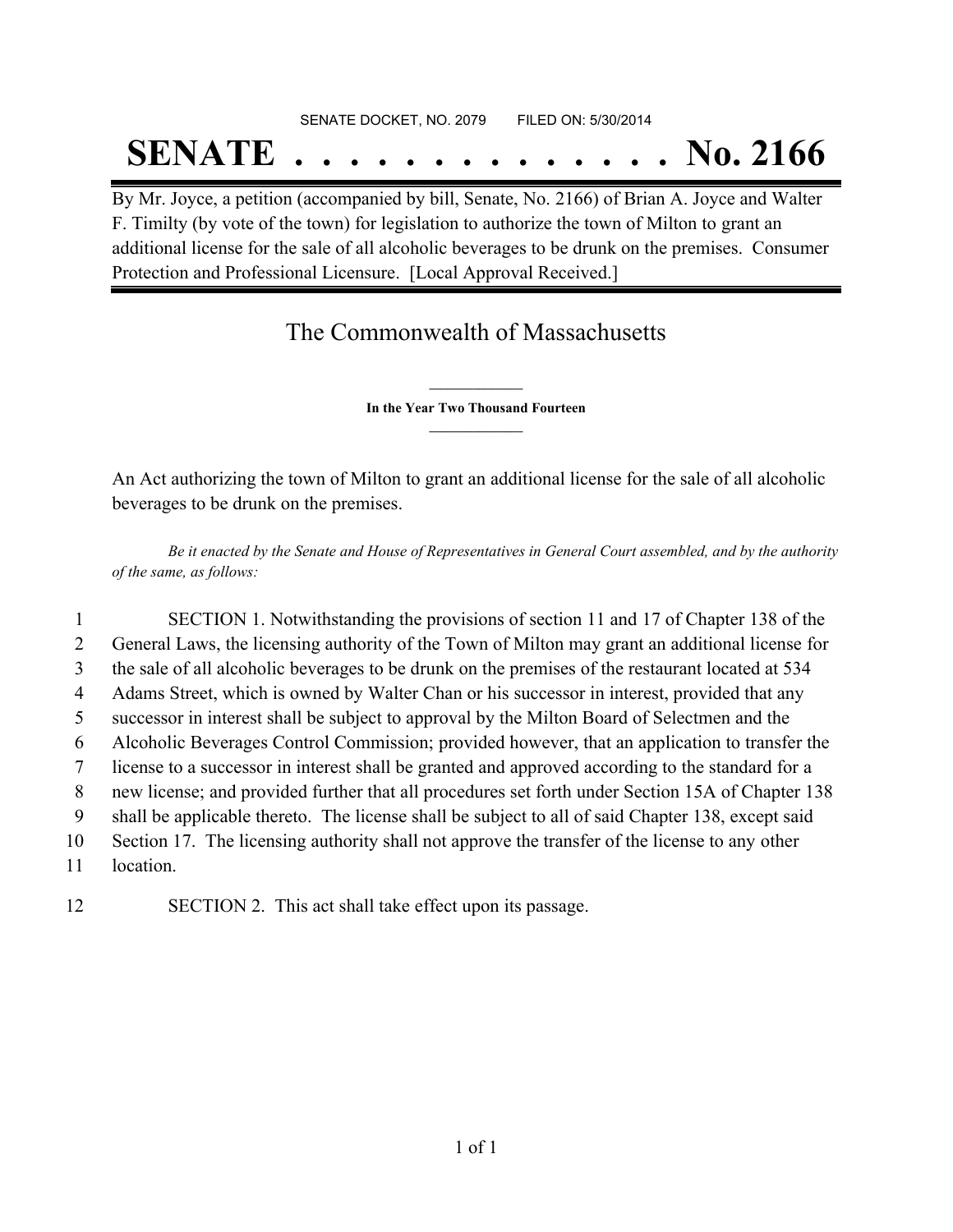SENATE DOCKET, NO. 2079        FILED ON: 5/30/2014

# SENATE . . . . . . . . . . . . . . No. 2166

By Mr. Joyce, a petition (accompanied by bill, Senate, No. 2166) of Brian A. Joyce and Walter F. Timilty (by vote of the town) for legislation to authorize the town of Milton to grant an additional license for the sale of all alcoholic beverages to be drunk on the premises. Consumer Protection and Professional Licensure. [Local Approval Received.]

## The Commonwealth of Massachusetts

**In the Year Two Thousand Fourteen**

An Act authorizing the town of Milton to grant an additional license for the sale of all alcoholic beverages to be drunk on the premises.

*Be it enacted by the Senate and House of Representatives in General Court assembled, and by the authority of the same, as follows:*

1 SECTION 1. Notwithstanding the provisions of section 11 and 17 of Chapter 138 of the
2 General Laws, the licensing authority of the Town of Milton may grant an additional license for
3 the sale of all alcoholic beverages to be drunk on the premises of the restaurant located at 534
4 Adams Street, which is owned by Walter Chan or his successor in interest, provided that any
5 successor in interest shall be subject to approval by the Milton Board of Selectmen and the
6 Alcoholic Beverages Control Commission; provided however, that an application to transfer the
7 license to a successor in interest shall be granted and approved according to the standard for a
8 new license; and provided further that all procedures set forth under Section 15A of Chapter 138
9 shall be applicable thereto. The license shall be subject to all of said Chapter 138, except said
10 Section 17. The licensing authority shall not approve the transfer of the license to any other
11 location.

12 SECTION 2. This act shall take effect upon its passage.